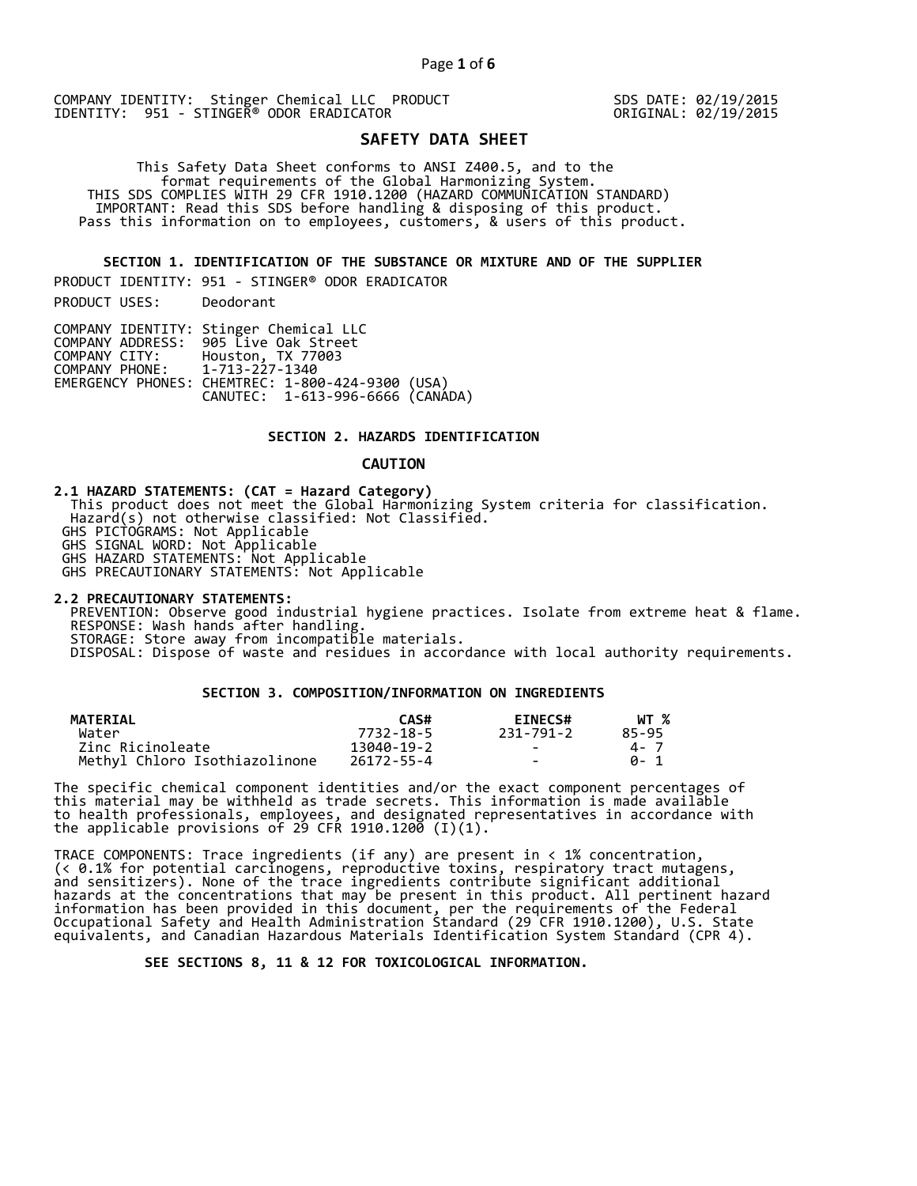COMPANY IDENTITY: Stinger Chemical LLC PRODUCT IDENTITY: 951 - STINGER® ODOR ERADICATOR

SDS DATE: 02/19/2015
ORIGINAL: 02/19/2015

# SAFETY DATA SHEET

This Safety Data Sheet conforms to ANSI Z400.5, and to the format requirements of the Global Harmonizing System.
THIS SDS COMPLIES WITH 29 CFR 1910.1200 (HAZARD COMMUNICATION STANDARD)
IMPORTANT: Read this SDS before handling & disposing of this product.
Pass this information on to employees, customers, & users of this product.

## SECTION 1. IDENTIFICATION OF THE SUBSTANCE OR MIXTURE AND OF THE SUPPLIER

PRODUCT IDENTITY: 951 - STINGER® ODOR ERADICATOR

PRODUCT USES: Deodorant

COMPANY IDENTITY: Stinger Chemical LLC
COMPANY ADDRESS: 905 Live Oak Street
COMPANY CITY: Houston, TX 77003
COMPANY PHONE: 1-713-227-1340
EMERGENCY PHONES: CHEMTREC: 1-800-424-9300 (USA)
CANUTEC: 1-613-996-6666 (CANADA)

## SECTION 2. HAZARDS IDENTIFICATION

**CAUTION**

**2.1 HAZARD STATEMENTS: (CAT = Hazard Category)**
This product does not meet the Global Harmonizing System criteria for classification.
Hazard(s) not otherwise classified: Not Classified.
GHS PICTOGRAMS: Not Applicable
GHS SIGNAL WORD: Not Applicable
GHS HAZARD STATEMENTS: Not Applicable
GHS PRECAUTIONARY STATEMENTS: Not Applicable

**2.2 PRECAUTIONARY STATEMENTS:**
PREVENTION: Observe good industrial hygiene practices. Isolate from extreme heat & flame.
RESPONSE: Wash hands after handling.
STORAGE: Store away from incompatible materials.
DISPOSAL: Dispose of waste and residues in accordance with local authority requirements.

## SECTION 3. COMPOSITION/INFORMATION ON INGREDIENTS

| MATERIAL | CAS# | EINECS# | WT % |
|---|---|---|---|
| Water | 7732-18-5 | 231-791-2 | 85-95 |
| Zinc Ricinoleate | 13040-19-2 | - | 4- 7 |
| Methyl Chloro Isothiazolinone | 26172-55-4 | - | 0- 1 |

The specific chemical component identities and/or the exact component percentages of this material may be withheld as trade secrets. This information is made available to health professionals, employees, and designated representatives in accordance with the applicable provisions of 29 CFR 1910.1200 (I)(1).

TRACE COMPONENTS: Trace ingredients (if any) are present in < 1% concentration, (< 0.1% for potential carcinogens, reproductive toxins, respiratory tract mutagens, and sensitizers). None of the trace ingredients contribute significant additional hazards at the concentrations that may be present in this product. All pertinent hazard information has been provided in this document, per the requirements of the Federal Occupational Safety and Health Administration Standard (29 CFR 1910.1200), U.S. State equivalents, and Canadian Hazardous Materials Identification System Standard (CPR 4).

**SEE SECTIONS 8, 11 & 12 FOR TOXICOLOGICAL INFORMATION.**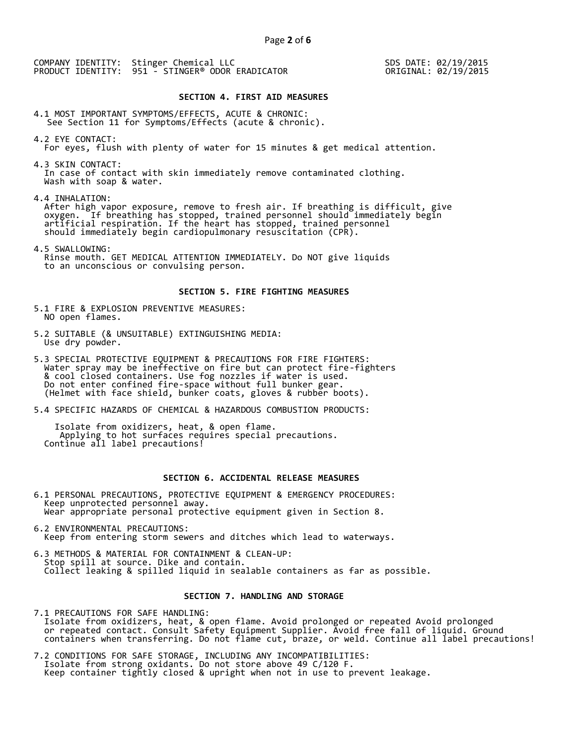COMPANY IDENTITY: Stinger Chemical LLC
PRODUCT IDENTITY: 951 - STINGER® ODOR ERADICATOR

SDS DATE: 02/19/2015
ORIGINAL: 02/19/2015

## SECTION 4. FIRST AID MEASURES

4.1 MOST IMPORTANT SYMPTOMS/EFFECTS, ACUTE & CHRONIC:
See Section 11 for Symptoms/Effects (acute & chronic).

4.2 EYE CONTACT:
For eyes, flush with plenty of water for 15 minutes & get medical attention.

4.3 SKIN CONTACT:
In case of contact with skin immediately remove contaminated clothing.
Wash with soap & water.

4.4 INHALATION:
After high vapor exposure, remove to fresh air. If breathing is difficult, give oxygen. If breathing has stopped, trained personnel should immediately begin artificial respiration. If the heart has stopped, trained personnel should immediately begin cardiopulmonary resuscitation (CPR).

4.5 SWALLOWING:
Rinse mouth. GET MEDICAL ATTENTION IMMEDIATELY. Do NOT give liquids to an unconscious or convulsing person.

## SECTION 5. FIRE FIGHTING MEASURES

5.1 FIRE & EXPLOSION PREVENTIVE MEASURES:
NO open flames.

5.2 SUITABLE (& UNSUITABLE) EXTINGUISHING MEDIA:
Use dry powder.

5.3 SPECIAL PROTECTIVE EQUIPMENT & PRECAUTIONS FOR FIRE FIGHTERS:
Water spray may be ineffective on fire but can protect fire-fighters & cool closed containers. Use fog nozzles if water is used.
Do not enter confined fire-space without full bunker gear.
(Helmet with face shield, bunker coats, gloves & rubber boots).

5.4 SPECIFIC HAZARDS OF CHEMICAL & HAZARDOUS COMBUSTION PRODUCTS:

Isolate from oxidizers, heat, & open flame.
Applying to hot surfaces requires special precautions.
Continue all label precautions!

## SECTION 6. ACCIDENTAL RELEASE MEASURES

6.1 PERSONAL PRECAUTIONS, PROTECTIVE EQUIPMENT & EMERGENCY PROCEDURES:
Keep unprotected personnel away.
Wear appropriate personal protective equipment given in Section 8.

6.2 ENVIRONMENTAL PRECAUTIONS:
Keep from entering storm sewers and ditches which lead to waterways.

6.3 METHODS & MATERIAL FOR CONTAINMENT & CLEAN-UP:
Stop spill at source. Dike and contain.
Collect leaking & spilled liquid in sealable containers as far as possible.

## SECTION 7. HANDLING AND STORAGE

7.1 PRECAUTIONS FOR SAFE HANDLING:
Isolate from oxidizers, heat, & open flame. Avoid prolonged or repeated Avoid prolonged or repeated contact. Consult Safety Equipment Supplier. Avoid free fall of liquid. Ground containers when transferring. Do not flame cut, braze, or weld. Continue all label precautions!

7.2 CONDITIONS FOR SAFE STORAGE, INCLUDING ANY INCOMPATIBILITIES:
Isolate from strong oxidants. Do not store above 49 C/120 F.
Keep container tightly closed & upright when not in use to prevent leakage.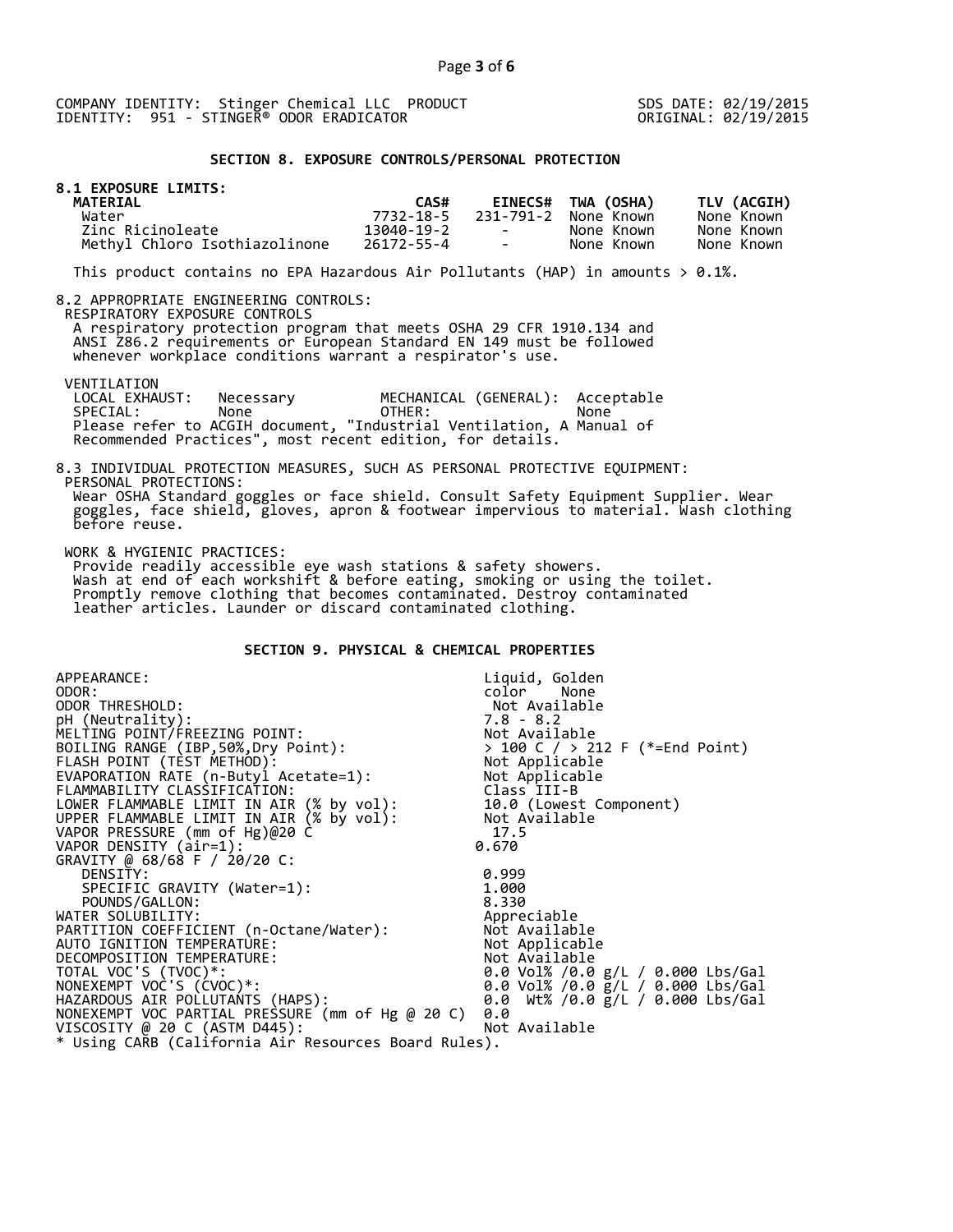COMPANY IDENTITY: Stinger Chemical LLC PRODUCT IDENTITY: 951 - STINGER® ODOR ERADICATOR

SDS DATE: 02/19/2015
ORIGINAL: 02/19/2015

## SECTION 8. EXPOSURE CONTROLS/PERSONAL PROTECTION

**8.1 EXPOSURE LIMITS:**

| MATERIAL | CAS# | EINECS# | TWA (OSHA) | TLV (ACGIH) |
|---|---|---|---|---|
| Water | 7732-18-5 | 231-791-2 | None Known | None Known |
| Zinc Ricinoleate | 13040-19-2 | - | None Known | None Known |
| Methyl Chloro Isothiazolinone | 26172-55-4 | - | None Known | None Known |

This product contains no EPA Hazardous Air Pollutants (HAP) in amounts > 0.1%.

8.2 APPROPRIATE ENGINEERING CONTROLS:

RESPIRATORY EXPOSURE CONTROLS

A respiratory protection program that meets OSHA 29 CFR 1910.134 and ANSI Z86.2 requirements or European Standard EN 149 must be followed whenever workplace conditions warrant a respirator's use.

VENTILATION

| | | | |
|---|---|---|---|
| LOCAL EXHAUST: | Necessary | MECHANICAL (GENERAL): | Acceptable |
| SPECIAL: | None | OTHER: | None |

Please refer to ACGIH document, "Industrial Ventilation, A Manual of Recommended Practices", most recent edition, for details.

8.3 INDIVIDUAL PROTECTION MEASURES, SUCH AS PERSONAL PROTECTIVE EQUIPMENT:

PERSONAL PROTECTIONS:

Wear OSHA Standard goggles or face shield. Consult Safety Equipment Supplier. Wear goggles, face shield, gloves, apron & footwear impervious to material. Wash clothing before reuse.

WORK & HYGIENIC PRACTICES:

Provide readily accessible eye wash stations & safety showers. Wash at end of each workshift & before eating, smoking or using the toilet. Promptly remove clothing that becomes contaminated. Destroy contaminated leather articles. Launder or discard contaminated clothing.

## SECTION 9. PHYSICAL & CHEMICAL PROPERTIES

| | |
|---|---|
| APPEARANCE: | Liquid, Golden color |
| ODOR: | None |
| ODOR THRESHOLD: | Not Available |
| pH (Neutrality): | 7.8 - 8.2 |
| MELTING POINT/FREEZING POINT: | Not Available |
| BOILING RANGE (IBP,50%,Dry Point): | > 100 C / > 212 F (*=End Point) |
| FLASH POINT (TEST METHOD): | Not Applicable |
| EVAPORATION RATE (n-Butyl Acetate=1): | Not Applicable |
| FLAMMABILITY CLASSIFICATION: | Class III-B |
| LOWER FLAMMABLE LIMIT IN AIR (% by vol): | 10.0 (Lowest Component) |
| UPPER FLAMMABLE LIMIT IN AIR (% by vol): | Not Available |
| VAPOR PRESSURE (mm of Hg)@20 C | 17.5 |
| VAPOR DENSITY (air=1): | 0.670 |
| GRAVITY @ 68/68 F / 20/20 C: | |
| DENSITY: | 0.999 |
| SPECIFIC GRAVITY (Water=1): | 1.000 |
| POUNDS/GALLON: | 8.330 |
| WATER SOLUBILITY: | Appreciable |
| PARTITION COEFFICIENT (n-Octane/Water): | Not Available |
| AUTO IGNITION TEMPERATURE: | Not Applicable |
| DECOMPOSITION TEMPERATURE: | Not Available |
| TOTAL VOC'S (TVOC)*: | 0.0 Vol% /0.0 g/L / 0.000 Lbs/Gal |
| NONEXEMPT VOC'S (CVOC)*: | 0.0 Vol% /0.0 g/L / 0.000 Lbs/Gal |
| HAZARDOUS AIR POLLUTANTS (HAPS): | 0.0 Wt% /0.0 g/L / 0.000 Lbs/Gal |
| NONEXEMPT VOC PARTIAL PRESSURE (mm of Hg @ 20 C) | 0.0 |
| VISCOSITY @ 20 C (ASTM D445): | Not Available |

* Using CARB (California Air Resources Board Rules).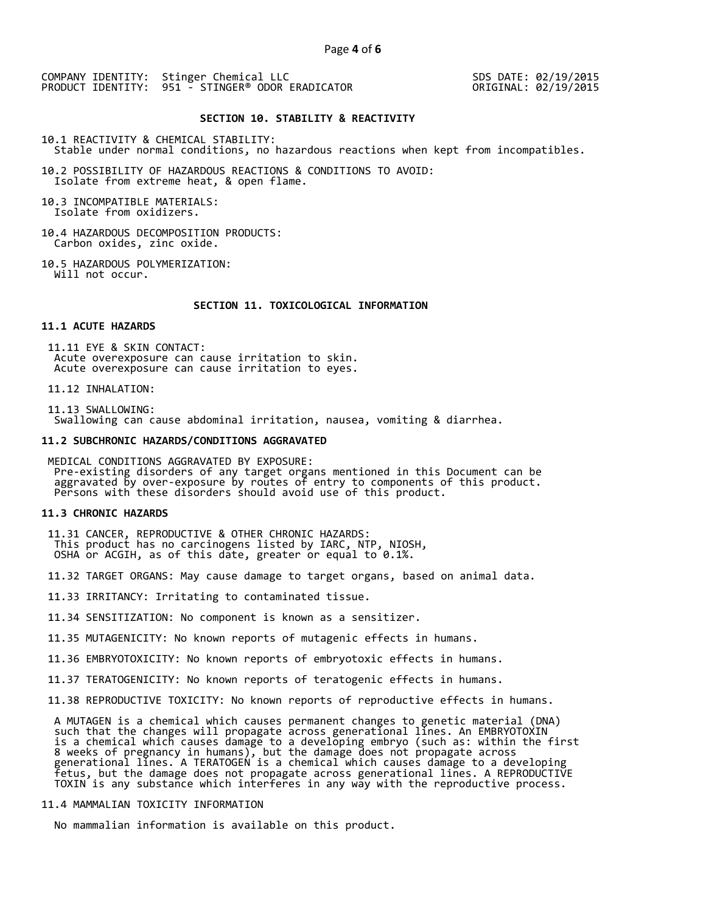COMPANY IDENTITY: Stinger Chemical LLC
PRODUCT IDENTITY: 951 - STINGER® ODOR ERADICATOR

SDS DATE: 02/19/2015
ORIGINAL: 02/19/2015

## SECTION 10. STABILITY & REACTIVITY

10.1 REACTIVITY & CHEMICAL STABILITY:
Stable under normal conditions, no hazardous reactions when kept from incompatibles.

10.2 POSSIBILITY OF HAZARDOUS REACTIONS & CONDITIONS TO AVOID:
Isolate from extreme heat, & open flame.

10.3 INCOMPATIBLE MATERIALS:
Isolate from oxidizers.

10.4 HAZARDOUS DECOMPOSITION PRODUCTS:
Carbon oxides, zinc oxide.

10.5 HAZARDOUS POLYMERIZATION:
Will not occur.

## SECTION 11. TOXICOLOGICAL INFORMATION

### 11.1 ACUTE HAZARDS

11.11 EYE & SKIN CONTACT:
Acute overexposure can cause irritation to skin.
Acute overexposure can cause irritation to eyes.

11.12 INHALATION:

11.13 SWALLOWING:
Swallowing can cause abdominal irritation, nausea, vomiting & diarrhea.

### 11.2 SUBCHRONIC HAZARDS/CONDITIONS AGGRAVATED

MEDICAL CONDITIONS AGGRAVATED BY EXPOSURE:
Pre-existing disorders of any target organs mentioned in this Document can be aggravated by over-exposure by routes of entry to components of this product. Persons with these disorders should avoid use of this product.

### 11.3 CHRONIC HAZARDS

11.31 CANCER, REPRODUCTIVE & OTHER CHRONIC HAZARDS:
This product has no carcinogens listed by IARC, NTP, NIOSH, OSHA or ACGIH, as of this date, greater or equal to 0.1%.

11.32 TARGET ORGANS: May cause damage to target organs, based on animal data.

11.33 IRRITANCY: Irritating to contaminated tissue.

11.34 SENSITIZATION: No component is known as a sensitizer.

11.35 MUTAGENICITY: No known reports of mutagenic effects in humans.

11.36 EMBRYOTOXICITY: No known reports of embryotoxic effects in humans.

11.37 TERATOGENICITY: No known reports of teratogenic effects in humans.

11.38 REPRODUCTIVE TOXICITY: No known reports of reproductive effects in humans.

A MUTAGEN is a chemical which causes permanent changes to genetic material (DNA) such that the changes will propagate across generational lines. An EMBRYOTOXIN is a chemical which causes damage to a developing embryo (such as: within the first 8 weeks of pregnancy in humans), but the damage does not propagate across generational lines. A TERATOGEN is a chemical which causes damage to a developing fetus, but the damage does not propagate across generational lines. A REPRODUCTIVE TOXIN is any substance which interferes in any way with the reproductive process.

11.4 MAMMALIAN TOXICITY INFORMATION

No mammalian information is available on this product.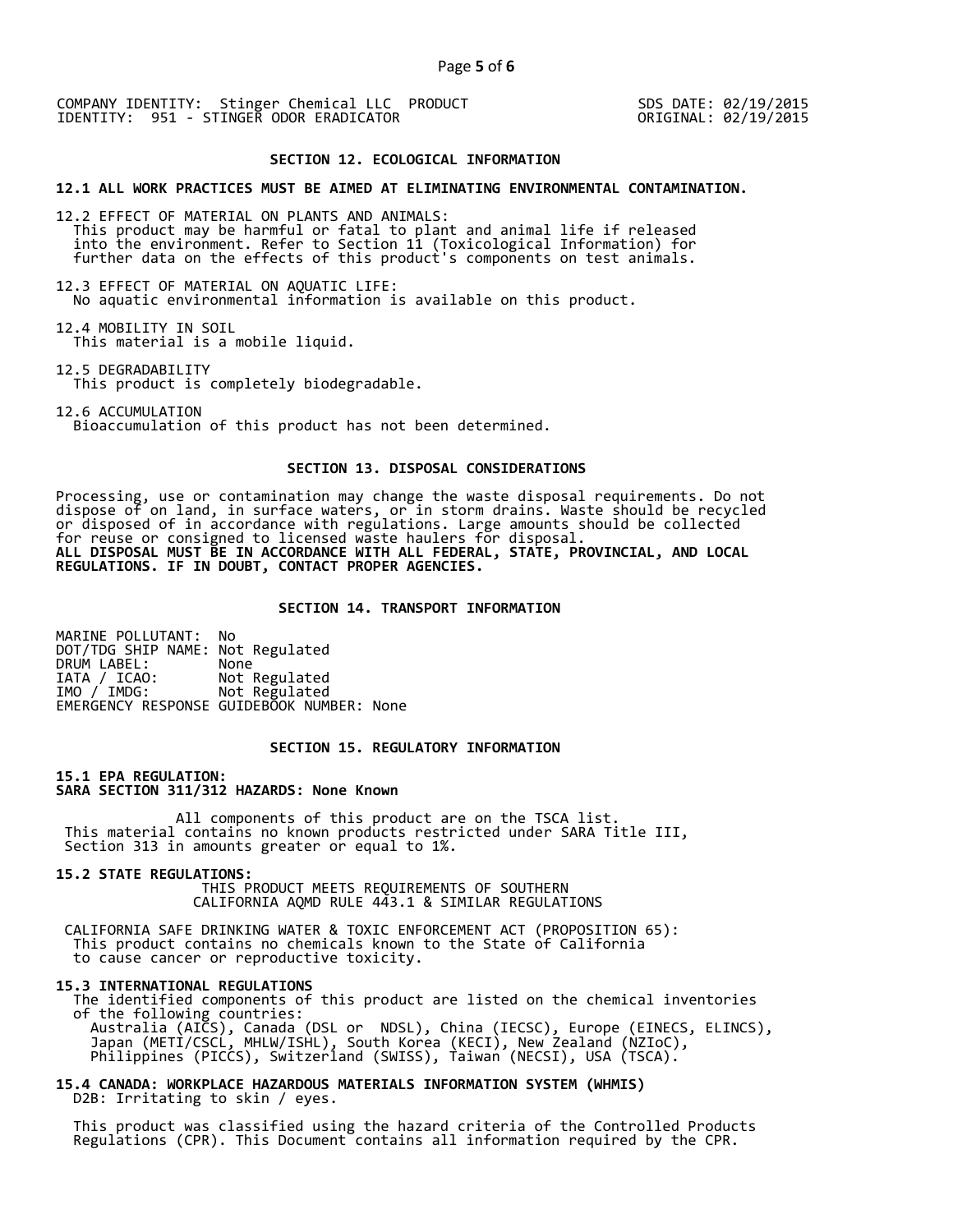COMPANY IDENTITY: Stinger Chemical LLC PRODUCT IDENTITY: 951 - STINGER ODOR ERADICATOR

SDS DATE: 02/19/2015
ORIGINAL: 02/19/2015

## SECTION 12. ECOLOGICAL INFORMATION

**12.1 ALL WORK PRACTICES MUST BE AIMED AT ELIMINATING ENVIRONMENTAL CONTAMINATION.**

12.2 EFFECT OF MATERIAL ON PLANTS AND ANIMALS:
This product may be harmful or fatal to plant and animal life if released into the environment. Refer to Section 11 (Toxicological Information) for further data on the effects of this product's components on test animals.

12.3 EFFECT OF MATERIAL ON AQUATIC LIFE:
No aquatic environmental information is available on this product.

12.4 MOBILITY IN SOIL
This material is a mobile liquid.

12.5 DEGRADABILITY
This product is completely biodegradable.

12.6 ACCUMULATION
Bioaccumulation of this product has not been determined.

## SECTION 13. DISPOSAL CONSIDERATIONS

Processing, use or contamination may change the waste disposal requirements. Do not dispose of on land, in surface waters, or in storm drains. Waste should be recycled or disposed of in accordance with regulations. Large amounts should be collected for reuse or consigned to licensed waste haulers for disposal.
**ALL DISPOSAL MUST BE IN ACCORDANCE WITH ALL FEDERAL, STATE, PROVINCIAL, AND LOCAL REGULATIONS. IF IN DOUBT, CONTACT PROPER AGENCIES.**

## SECTION 14. TRANSPORT INFORMATION

MARINE POLLUTANT: No
DOT/TDG SHIP NAME: Not Regulated
DRUM LABEL: None
IATA / ICAO: Not Regulated
IMO / IMDG: Not Regulated
EMERGENCY RESPONSE GUIDEBOOK NUMBER: None

## SECTION 15. REGULATORY INFORMATION

**15.1 EPA REGULATION:**
**SARA SECTION 311/312 HAZARDS: None Known**

All components of this product are on the TSCA list.
This material contains no known products restricted under SARA Title III, Section 313 in amounts greater or equal to 1%.

**15.2 STATE REGULATIONS:**
THIS PRODUCT MEETS REQUIREMENTS OF SOUTHERN CALIFORNIA AQMD RULE 443.1 & SIMILAR REGULATIONS

CALIFORNIA SAFE DRINKING WATER & TOXIC ENFORCEMENT ACT (PROPOSITION 65):
This product contains no chemicals known to the State of California to cause cancer or reproductive toxicity.

**15.3 INTERNATIONAL REGULATIONS**
The identified components of this product are listed on the chemical inventories of the following countries:
Australia (AICS), Canada (DSL or NDSL), China (IECSC), Europe (EINECS, ELINCS), Japan (METI/CSCL, MHLW/ISHL), South Korea (KECI), New Zealand (NZIoC), Philippines (PICCS), Switzerland (SWISS), Taiwan (NECSI), USA (TSCA).

**15.4 CANADA: WORKPLACE HAZARDOUS MATERIALS INFORMATION SYSTEM (WHMIS)**
D2B: Irritating to skin / eyes.

This product was classified using the hazard criteria of the Controlled Products Regulations (CPR). This Document contains all information required by the CPR.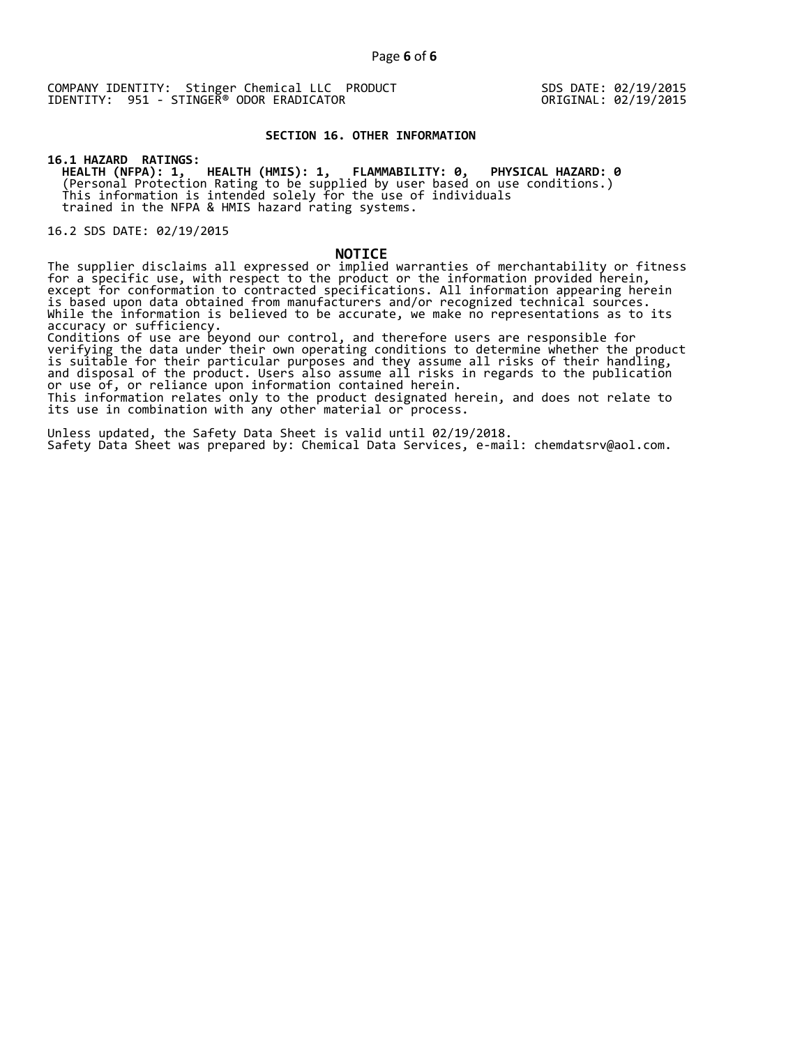COMPANY IDENTITY: Stinger Chemical LLC PRODUCT IDENTITY: 951 - STINGER® ODOR ERADICATOR

SDS DATE: 02/19/2015
ORIGINAL: 02/19/2015

## SECTION 16. OTHER INFORMATION

**16.1 HAZARD RATINGS:**

**HEALTH (NFPA): 1, HEALTH (HMIS): 1, FLAMMABILITY: 0, PHYSICAL HAZARD: 0**
(Personal Protection Rating to be supplied by user based on use conditions.)
This information is intended solely for the use of individuals trained in the NFPA & HMIS hazard rating systems.

16.2 SDS DATE: 02/19/2015

**NOTICE**

The supplier disclaims all expressed or implied warranties of merchantability or fitness for a specific use, with respect to the product or the information provided herein, except for conformation to contracted specifications. All information appearing herein is based upon data obtained from manufacturers and/or recognized technical sources. While the information is believed to be accurate, we make no representations as to its accuracy or sufficiency.
Conditions of use are beyond our control, and therefore users are responsible for verifying the data under their own operating conditions to determine whether the product is suitable for their particular purposes and they assume all risks of their handling, and disposal of the product. Users also assume all risks in regards to the publication or use of, or reliance upon information contained herein.
This information relates only to the product designated herein, and does not relate to its use in combination with any other material or process.

Unless updated, the Safety Data Sheet is valid until 02/19/2018.
Safety Data Sheet was prepared by: Chemical Data Services, e-mail: chemdatsrv@aol.com.